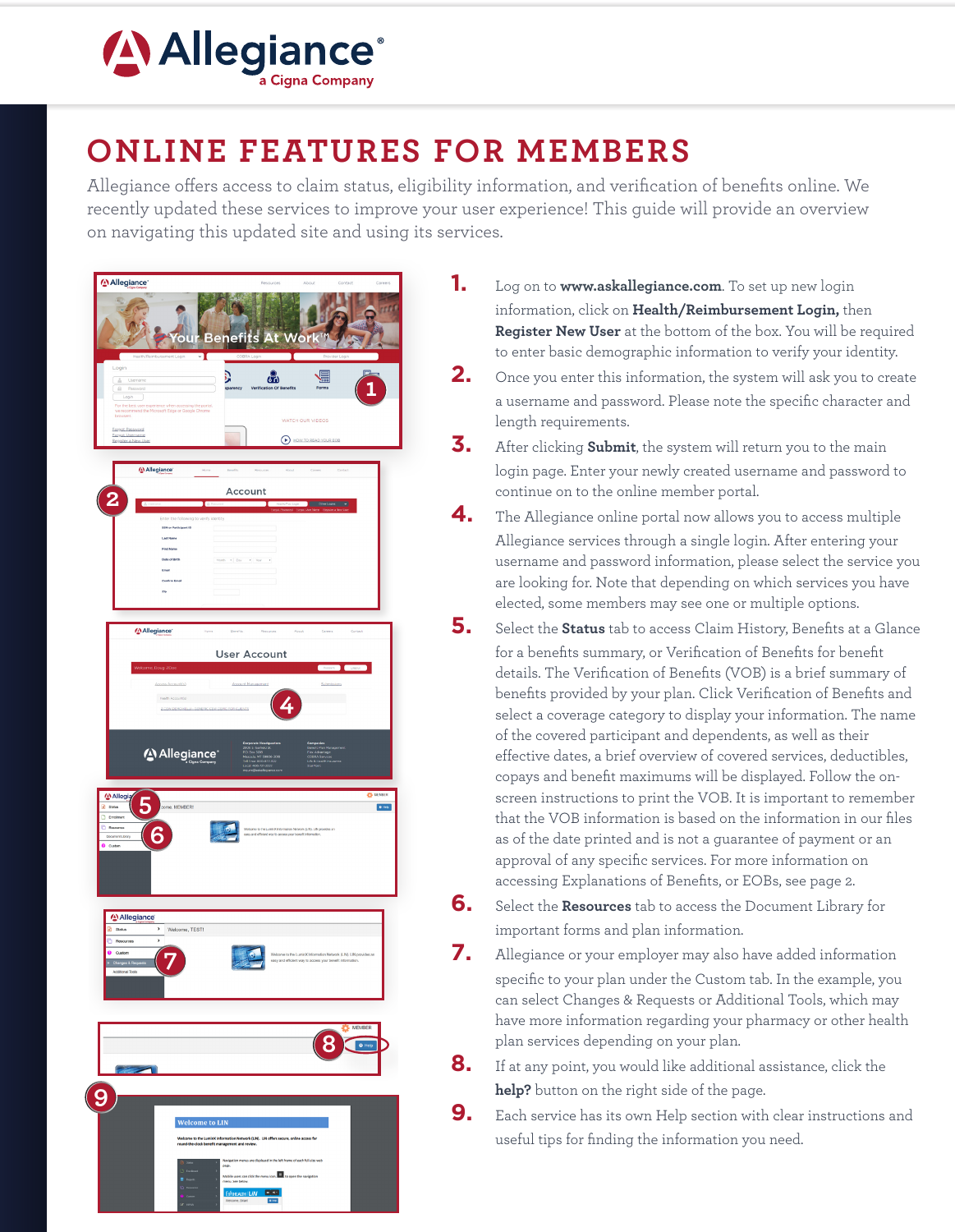# ONLINE FEATURES FOR MEMBERS

Allegiance offers access to claim status, eligibility information, and verification of benefits online. We recently updated these services to improve your user experience! This guide will provide an overview on navigating this updated site and using its services.

1. Log on to **www.askallegiance.com**. To set up new login information, click on **Health/Reimbursement Login,** then **Register New User** at the bottom of the box. You will be required to enter basic demographic information to verify your identity.
2. Once you enter this information, the system will ask you to create a username and password. Please note the specific character and length requirements.
3. After clicking **Submit**, the system will return you to the main login page. Enter your newly created username and password to continue on to the online member portal.
4. The Allegiance online portal now allows you to access multiple Allegiance services through a single login. After entering your username and password information, please select the service you are looking for. Note that depending on which services you have elected, some members may see one or multiple options.
5. Select the **Status** tab to access Claim History, Benefits at a Glance for a benefits summary, or Verification of Benefits for benefit details. The Verification of Benefits (VOB) is a brief summary of benefits provided by your plan. Click Verification of Benefits and select a coverage category to display your information. The name of the covered participant and dependents, as well as their effective dates, a brief overview of covered services, deductibles, copays and benefit maximums will be displayed. Follow the on-screen instructions to print the VOB. It is important to remember that the VOB information is based on the information in our files as of the date printed and is not a guarantee of payment or an approval of any specific services. For more information on accessing Explanations of Benefits, or EOBs, see page 2.
6. Select the **Resources** tab to access the Document Library for important forms and plan information.
7. Allegiance or your employer may also have added information specific to your plan under the Custom tab. In the example, you can select Changes & Requests or Additional Tools, which may have more information regarding your pharmacy or other health plan services depending on your plan.
8. If at any point, you would like additional assistance, click the **help?** button on the right side of the page.
9. Each service has its own Help section with clear instructions and useful tips for finding the information you need.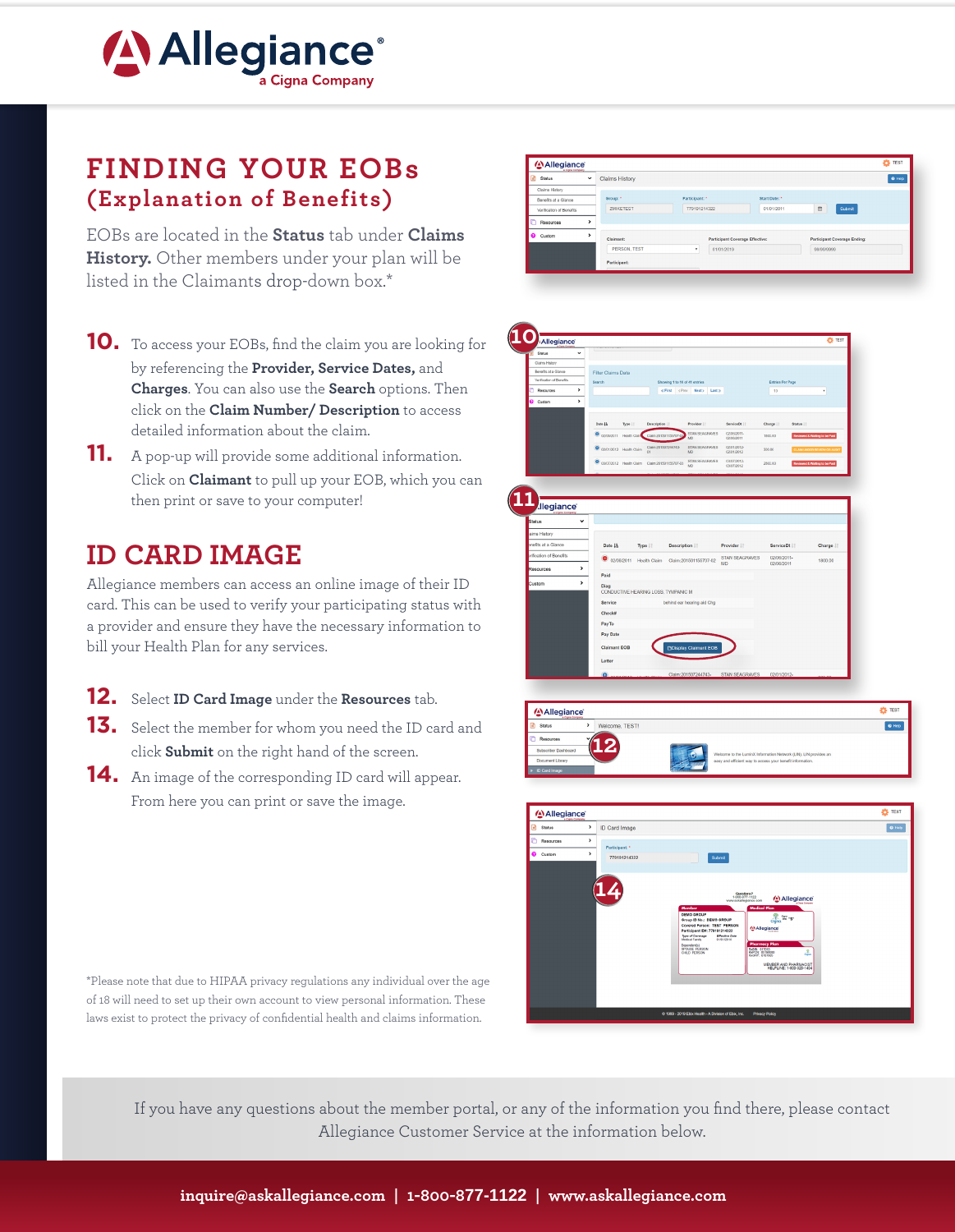# FINDING YOUR EOBs
## (Explanation of Benefits)

EOBs are located in the **Status** tab under **Claims History.** Other members under your plan will be listed in the Claimants drop-down box.*

**10.** To access your EOBs, find the claim you are looking for by referencing the **Provider, Service Dates,** and **Charges**. You can also use the **Search** options. Then click on the **Claim Number/ Description** to access detailed information about the claim.

**11.** A pop-up will provide some additional information. Click on **Claimant** to pull up your EOB, which you can then print or save to your computer!

# ID CARD IMAGE

Allegiance members can access an online image of their ID card. This can be used to verify your participating status with a provider and ensure they have the necessary information to bill your Health Plan for any services.

**12.** Select **ID Card Image** under the **Resources** tab.

**13.** Select the member for whom you need the ID card and click **Submit** on the right hand of the screen.

**14.** An image of the corresponding ID card will appear. From here you can print or save the image.

*Please note that due to HIPAA privacy regulations any individual over the age of 18 will need to set up their own account to view personal information. These laws exist to protect the privacy of confidential health and claims information.

If you have any questions about the member portal, or any of the information you find there, please contact Allegiance Customer Service at the information below.

**inquire@askallegiance.com | 1-800-877-1122 | www.askallegiance.com**